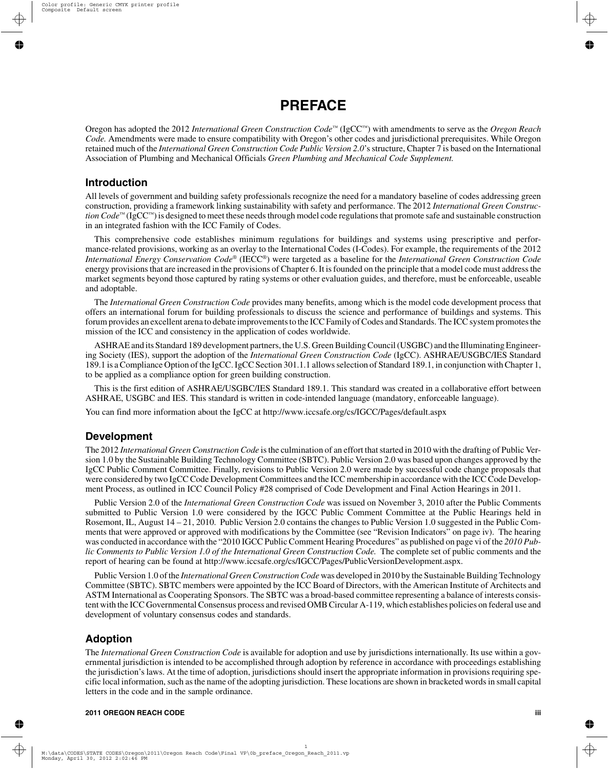# PREFACE

Oregon has adopted the 2012 *International Green Construction Code*™ (IgCC™) with amendments to serve as the *Oregon Reach Code.* Amendments were made to ensure compatibility with Oregon's other codes and jurisdictional prerequisites. While Oregon retained much of the *International Green Construction Code Public Version 2.0*'s structure, Chapter 7 is based on the International Association of Plumbing and Mechanical Officials *Green Plumbing and Mechanical Code Supplement.*

## Introduction

All levels of government and building safety professionals recognize the need for a mandatory baseline of codes addressing green construction, providing a framework linking sustainability with safety and performance. The 2012 *International Green Construction Code*™ (IgCC™) is designed to meet these needs through model code regulations that promote safe and sustainable construction in an integrated fashion with the ICC Family of Codes.

This comprehensive code establishes minimum regulations for buildings and systems using prescriptive and performance-related provisions, working as an overlay to the International Codes (I-Codes). For example, the requirements of the 2012 *International Energy Conservation Code*® (IECC®) were targeted as a baseline for the *International Green Construction Code* energy provisions that are increased in the provisions of Chapter 6. It is founded on the principle that a model code must address the market segments beyond those captured by rating systems or other evaluation guides, and therefore, must be enforceable, useable and adoptable.

The *International Green Construction Code* provides many benefits, among which is the model code development process that offers an international forum for building professionals to discuss the science and performance of buildings and systems. This forum provides an excellent arena to debate improvements to the ICC Family of Codes and Standards. The ICC system promotes the mission of the ICC and consistency in the application of codes worldwide.

ASHRAE and its Standard 189 development partners, the U.S. Green Building Council (USGBC) and the Illuminating Engineering Society (IES), support the adoption of the *International Green Construction Code* (IgCC). ASHRAE/USGBC/IES Standard 189.1 is a Compliance Option of the IgCC. IgCC Section 301.1.1 allows selection of Standard 189.1, in conjunction with Chapter 1, to be applied as a compliance option for green building construction.

This is the first edition of ASHRAE/USGBC/IES Standard 189.1. This standard was created in a collaborative effort between ASHRAE, USGBC and IES. This standard is written in code-intended language (mandatory, enforceable language).

You can find more information about the IgCC at http://www.iccsafe.org/cs/IGCC/Pages/default.aspx

## Development

The 2012 *International Green Construction Code* is the culmination of an effort that started in 2010 with the drafting of Public Version 1.0 by the Sustainable Building Technology Committee (SBTC). Public Version 2.0 was based upon changes approved by the IgCC Public Comment Committee. Finally, revisions to Public Version 2.0 were made by successful code change proposals that were considered by two IgCC Code Development Committees and the ICC membership in accordance with the ICC Code Development Process, as outlined in ICC Council Policy #28 comprised of Code Development and Final Action Hearings in 2011.

Public Version 2.0 of the *International Green Construction Code* was issued on November 3, 2010 after the Public Comments submitted to Public Version 1.0 were considered by the IGCC Public Comment Committee at the Public Hearings held in Rosemont, IL, August 14 – 21, 2010. Public Version 2.0 contains the changes to Public Version 1.0 suggested in the Public Comments that were approved or approved with modifications by the Committee (see "Revision Indicators" on page iv). The hearing was conducted in accordance with the "2010 IGCC Public Comment Hearing Procedures" as published on page vi of the *2010 Public Comments to Public Version 1.0 of the International Green Construction Code.* The complete set of public comments and the report of hearing can be found at http://www.iccsafe.org/cs/IGCC/Pages/PublicVersionDevelopment.aspx.

Public Version 1.0 of the *International Green Construction Code* was developed in 2010 by the Sustainable Building Technology Committee (SBTC). SBTC members were appointed by the ICC Board of Directors, with the American Institute of Architects and ASTM International as Cooperating Sponsors. The SBTC was a broad-based committee representing a balance of interests consistent with the ICC Governmental Consensus process and revised OMB Circular A-119, which establishes policies on federal use and development of voluntary consensus codes and standards.

## Adoption

The *International Green Construction Code* is available for adoption and use by jurisdictions internationally. Its use within a governmental jurisdiction is intended to be accomplished through adoption by reference in accordance with proceedings establishing the jurisdiction's laws. At the time of adoption, jurisdictions should insert the appropriate information in provisions requiring specific local information, such as the name of the adopting jurisdiction. These locations are shown in bracketed words in small capital letters in the code and in the sample ordinance.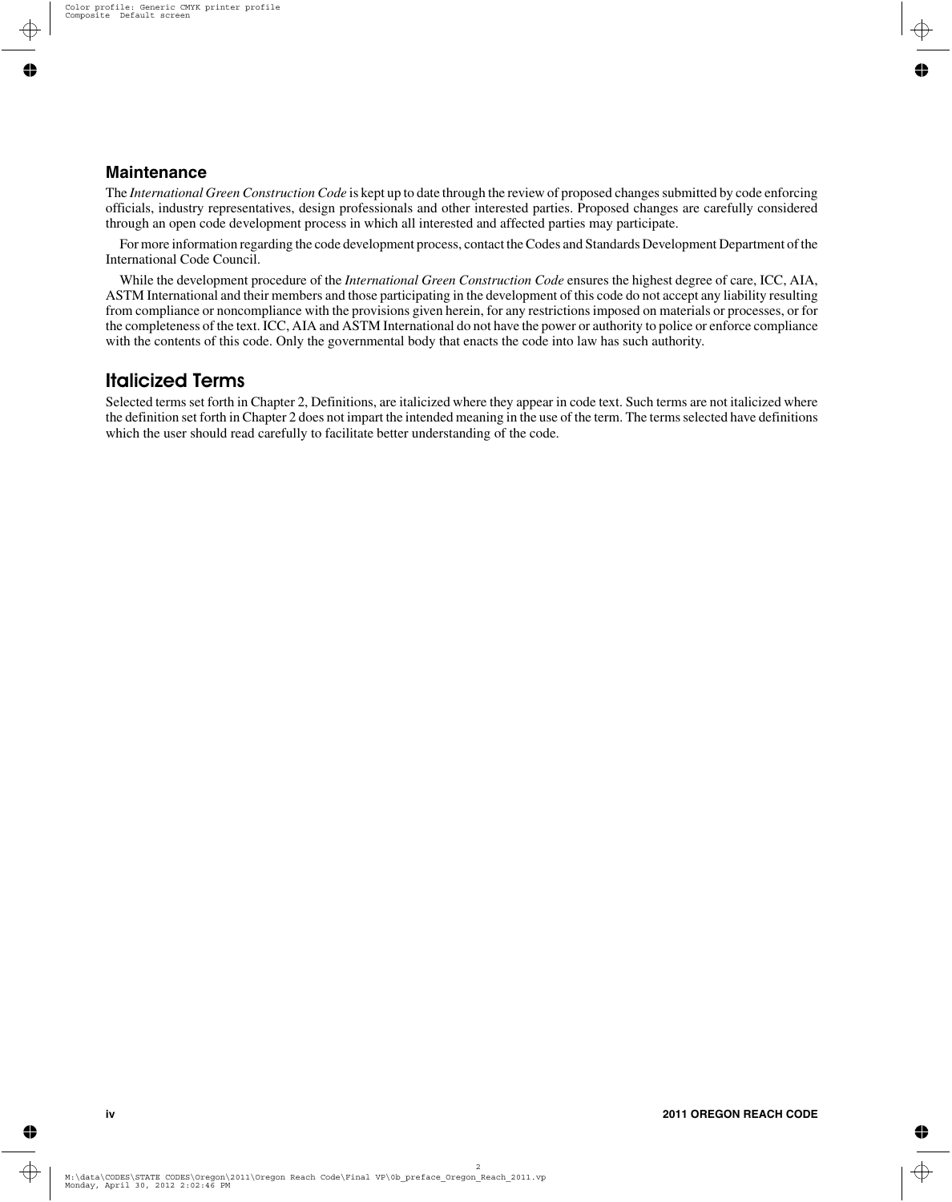## Maintenance

The *International Green Construction Code* is kept up to date through the review of proposed changes submitted by code enforcing officials, industry representatives, design professionals and other interested parties. Proposed changes are carefully considered through an open code development process in which all interested and affected parties may participate.

For more information regarding the code development process, contact the Codes and Standards Development Department of the International Code Council.

While the development procedure of the *International Green Construction Code* ensures the highest degree of care, ICC, AIA, ASTM International and their members and those participating in the development of this code do not accept any liability resulting from compliance or noncompliance with the provisions given herein, for any restrictions imposed on materials or processes, or for the completeness of the text. ICC, AIA and ASTM International do not have the power or authority to police or enforce compliance with the contents of this code. Only the governmental body that enacts the code into law has such authority.

## Italicized Terms

Selected terms set forth in Chapter 2, Definitions, are italicized where they appear in code text. Such terms are not italicized where the definition set forth in Chapter 2 does not impart the intended meaning in the use of the term. The terms selected have definitions which the user should read carefully to facilitate better understanding of the code.